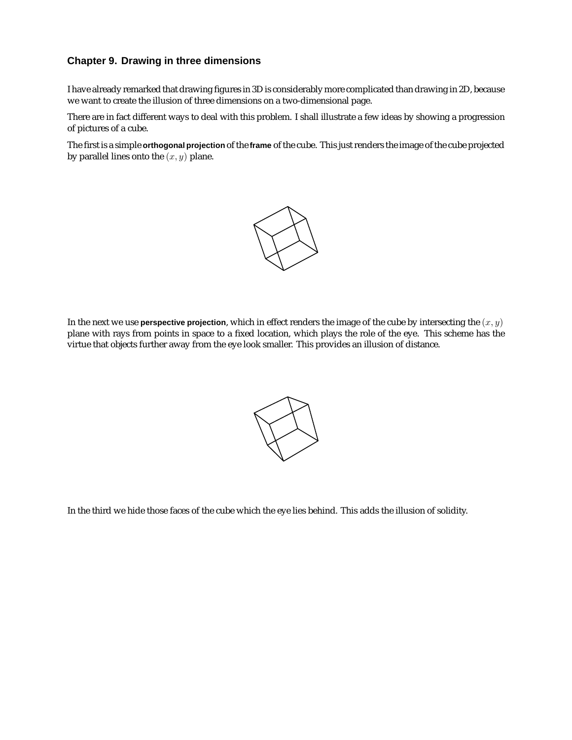## Chapter 9. Drawing in three dimensions

I have already remarked that drawing figures in 3D is considerably more complicated than drawing in 2D, because we want to create the illusion of three dimensions on a two-dimensional page.

There are in fact different ways to deal with this problem. I shall illustrate a few ideas by showing a progression of pictures of a cube.

The first is a simple **orthogonal projection** of the **frame** of the cube. This just renders the image of the cube projected by parallel lines onto the $(x, y)$ plane.

In the next we use **perspective projection**, which in effect renders the image of the cube by intersecting the $(x, y)$ plane with rays from points in space to a fixed location, which plays the role of the eye. This scheme has the virtue that objects further away from the eye look smaller. This provides an illusion of distance.

In the third we hide those faces of the cube which the eye lies behind. This adds the illusion of solidity.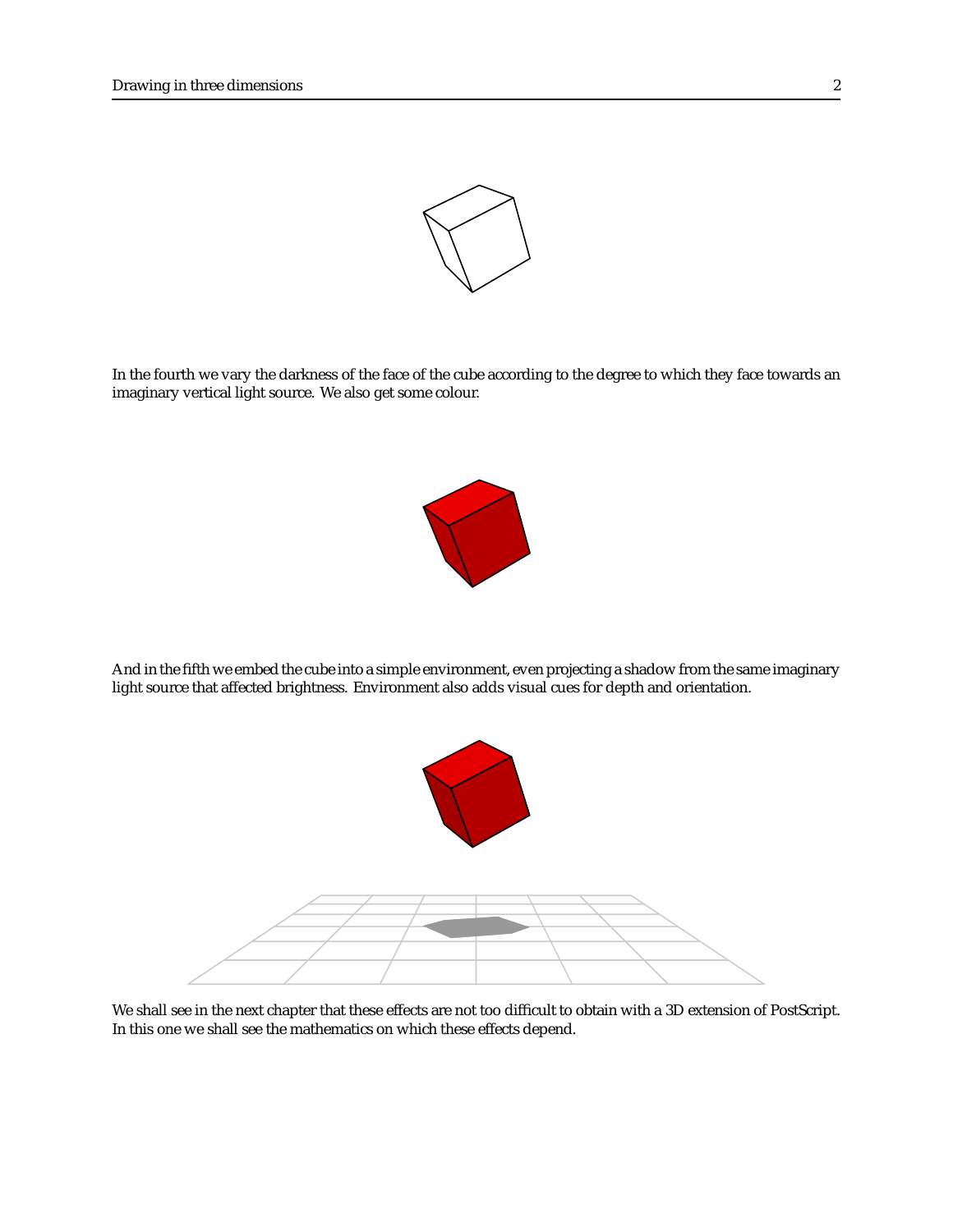In the fourth we vary the darkness of the face of the cube according to the degree to which they face towards an imaginary vertical light source. We also get some colour.

And in the fifth we embed the cube into a simple environment, even projecting a shadow from the same imaginary light source that affected brightness. Environment also adds visual cues for depth and orientation.

We shall see in the next chapter that these effects are not too difficult to obtain with a 3D extension of PostScript. In this one we shall see the mathematics on which these effects depend.